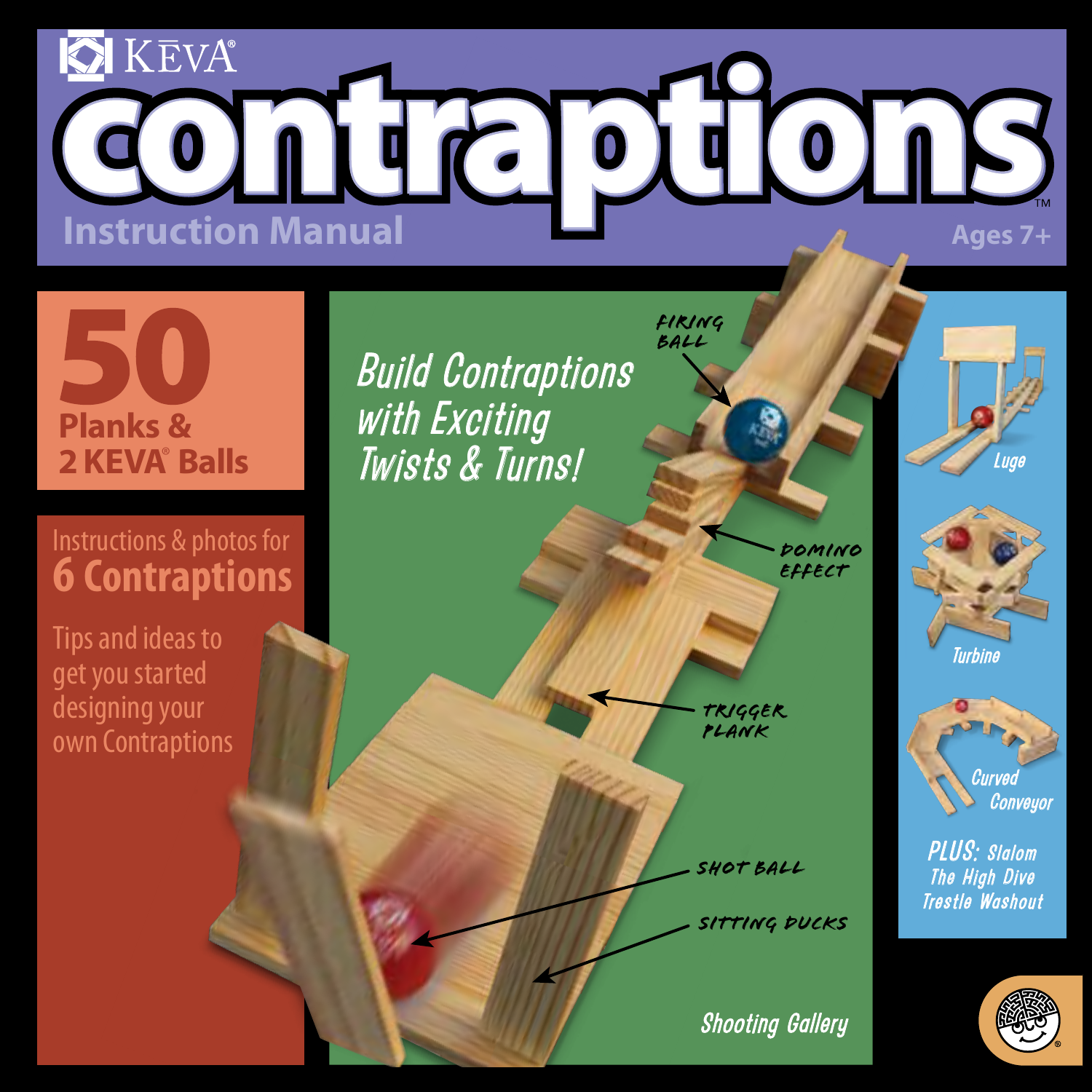KEVA®

# contraptions™

## Instruction Manual

Ages 7+

**50 Planks & 2 KEVA® Balls**

Instructions & photos for
**6 Contraptions**

Tips and ideas to get you started designing your own Contraptions

*Build Contraptions with Exciting Twists & Turns!*

FIRING BALL

DOMINO EFFECT

TRIGGER PLANK

SHOT BALL

SITTING DUCKS

Shooting Gallery

Luge

Turbine

Curved Conveyor

PLUS: Slalom
The High Dive
Trestle Washout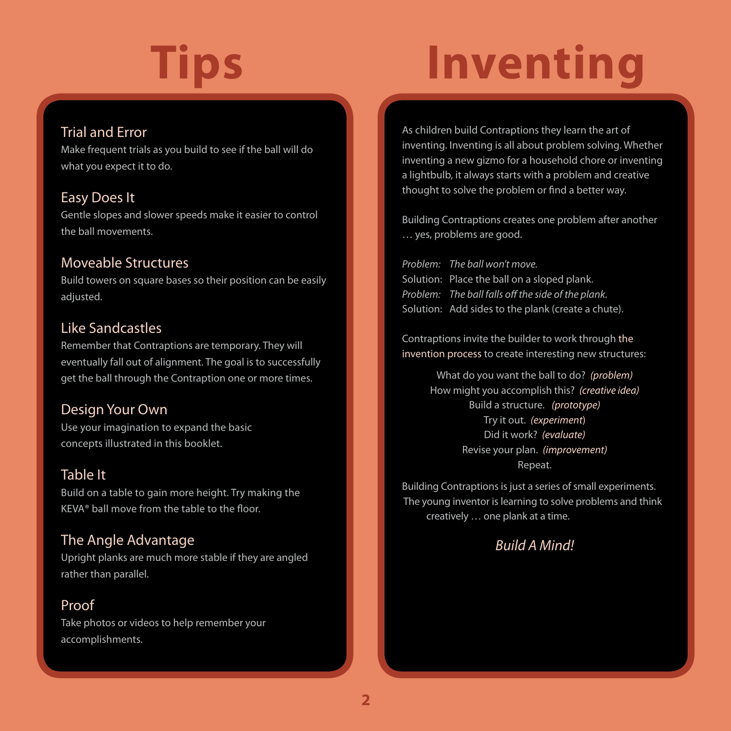# Tips

### Trial and Error

Make frequent trials as you build to see if the ball will do what you expect it to do.

### Easy Does It

Gentle slopes and slower speeds make it easier to control the ball movements.

### Moveable Structures

Build towers on square bases so their position can be easily adjusted.

### Like Sandcastles

Remember that Contraptions are temporary. They will eventually fall out of alignment. The goal is to successfully get the ball through the Contraption one or more times.

### Design Your Own

Use your imagination to expand the basic concepts illustrated in this booklet.

### Table It

Build on a table to gain more height. Try making the KEVA® ball move from the table to the floor.

### The Angle Advantage

Upright planks are much more stable if they are angled rather than parallel.

### Proof

Take photos or videos to help remember your accomplishments.

# Inventing

As children build Contraptions they learn the art of inventing. Inventing is all about problem solving. Whether inventing a new gizmo for a household chore or inventing a lightbulb, it always starts with a problem and creative thought to solve the problem or find a better way.

Building Contraptions creates one problem after another … yes, problems are good.

*Problem: The ball won't move.*
Solution: Place the ball on a sloped plank.
*Problem: The ball falls off the side of the plank.*
Solution: Add sides to the plank (create a chute).

Contraptions invite the builder to work through the invention process to create interesting new structures:

What do you want the ball to do? *(problem)*
How might you accomplish this? *(creative idea)*
Build a structure. *(prototype)*
Try it out. *(experiment)*
Did it work? *(evaluate)*
Revise your plan. *(improvement)*
Repeat.

Building Contraptions is just a series of small experiments. The young inventor is learning to solve problems and think creatively … one plank at a time.

*Build A Mind!*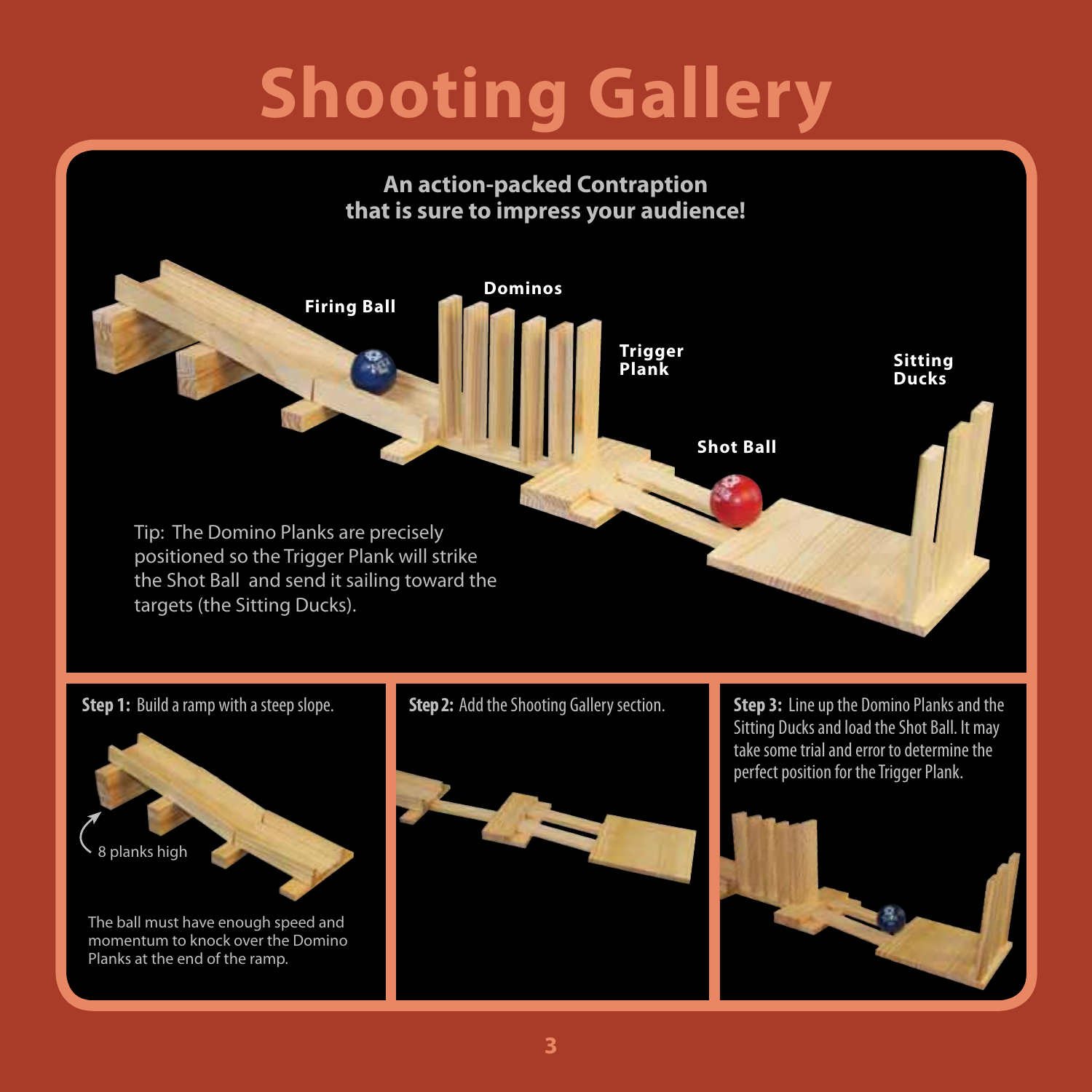# Shooting Gallery

**An action-packed Contraption that is sure to impress your audience!**

Firing Ball

Dominos

Trigger Plank

Shot Ball

Sitting Ducks

Tip: The Domino Planks are precisely positioned so the Trigger Plank will strike the Shot Ball and send it sailing toward the targets (the Sitting Ducks).

**Step 1:** Build a ramp with a steep slope.

8 planks high

The ball must have enough speed and momentum to knock over the Domino Planks at the end of the ramp.

**Step 2:** Add the Shooting Gallery section.

**Step 3:** Line up the Domino Planks and the Sitting Ducks and load the Shot Ball. It may take some trial and error to determine the perfect position for the Trigger Plank.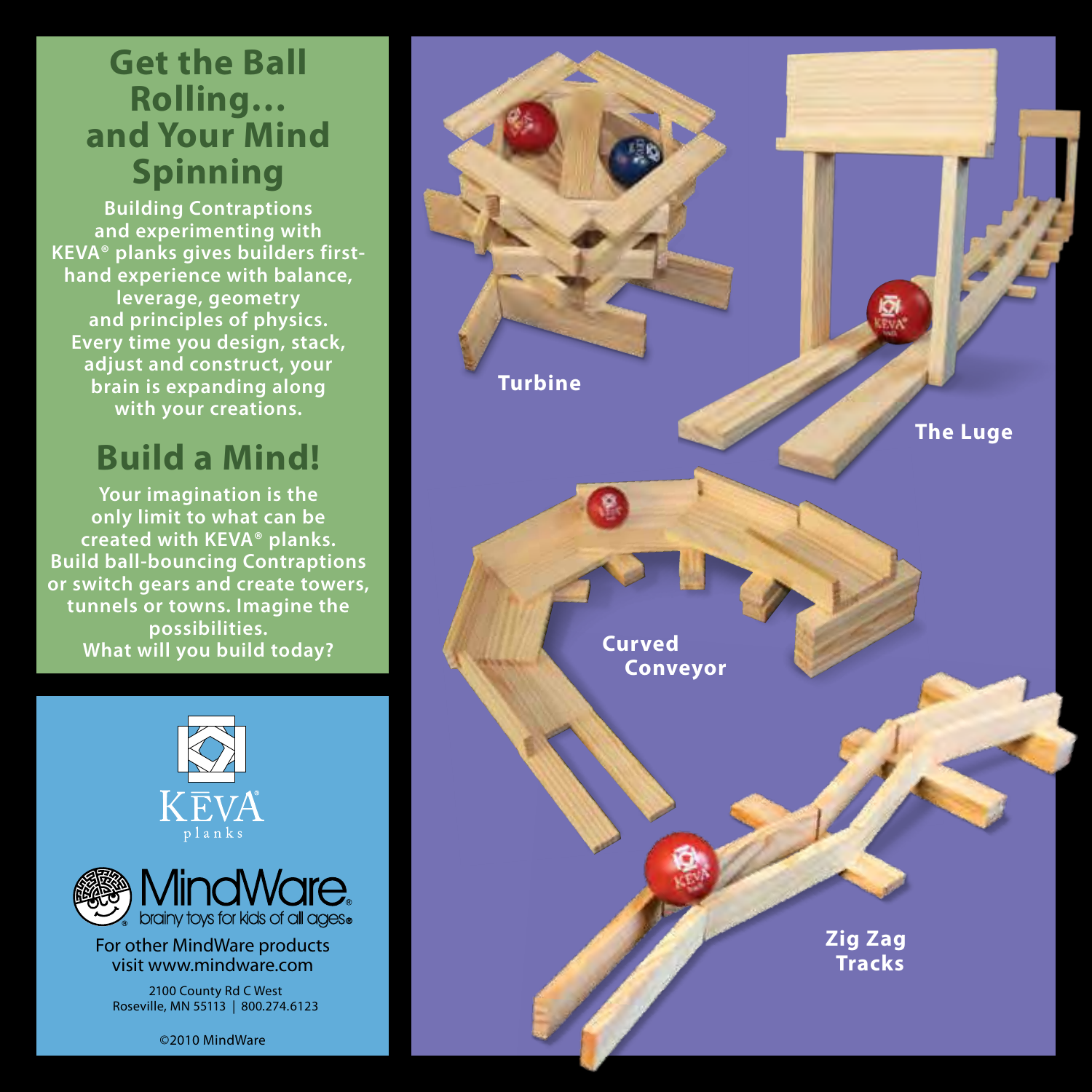# Get the Ball Rolling… and Your Mind Spinning

**Building Contraptions and experimenting with KEVA® planks gives builders first-hand experience with balance, leverage, geometry and principles of physics. Every time you design, stack, adjust and construct, your brain is expanding along with your creations.**

## Build a Mind!

**Your imagination is the only limit to what can be created with KEVA® planks. Build ball-bouncing Contraptions or switch gears and create towers, tunnels or towns. Imagine the possibilities. What will you build today?**

KĒVA® planks

MindWare® brainy toys for kids of all ages®

For other MindWare products visit www.mindware.com

2100 County Rd C West
Roseville, MN 55113 | 800.274.6123

©2010 MindWare

**Turbine**

**The Luge**

**Curved Conveyor**

**Zig Zag Tracks**